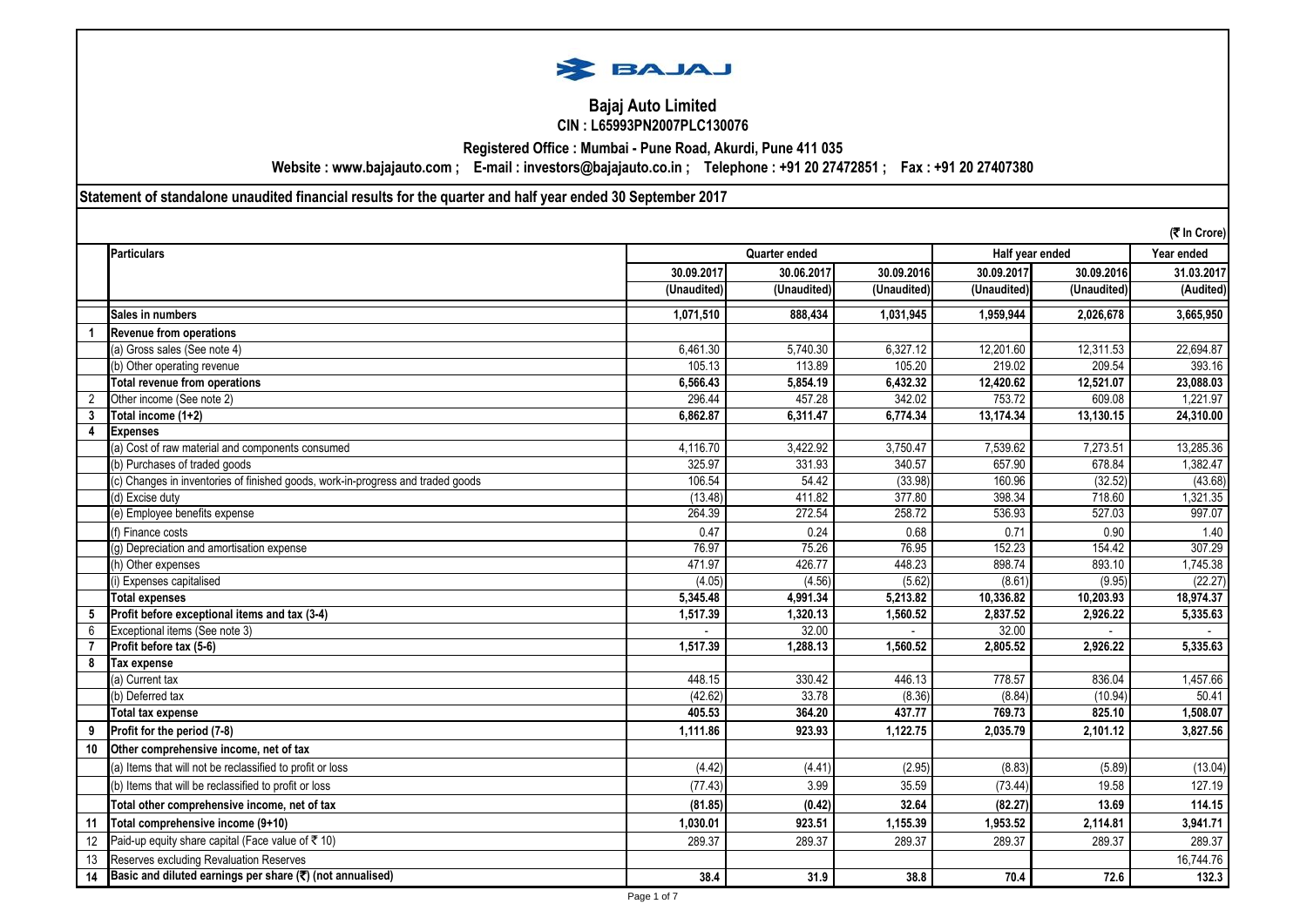# Bajaj Auto Limited

**CIN : L65993PN2007PLC130076**

**Registered Office : Mumbai - Pune Road, Akurdi, Pune 411 035**

**Website : www.bajajauto.com ; E-mail : investors@bajajauto.co.in ; Telephone : +91 20 27472851 ; Fax : +91 20 27407380**

## Statement of standalone unaudited financial results for the quarter and half year ended 30 September 2017

(₹ In Crore)

| | Particulars | Quarter ended | | | Half year ended | | Year ended |
|---|---|---|---|---|---|---|---|
| | | 30.09.2017 | 30.06.2017 | 30.09.2016 | 30.09.2017 | 30.09.2016 | 31.03.2017 |
| | | (Unaudited) | (Unaudited) | (Unaudited) | (Unaudited) | (Unaudited) | (Audited) |
| | **Sales in numbers** | **1,071,510** | **888,434** | **1,031,945** | **1,959,944** | **2,026,678** | **3,665,950** |
| **1** | **Revenue from operations** | | | | | | |
| | (a) Gross sales (See note 4) | 6,461.30 | 5,740.30 | 6,327.12 | 12,201.60 | 12,311.53 | 22,694.87 |
| | (b) Other operating revenue | 105.13 | 113.89 | 105.20 | 219.02 | 209.54 | 393.16 |
| | **Total revenue from operations** | **6,566.43** | **5,854.19** | **6,432.32** | **12,420.62** | **12,521.07** | **23,088.03** |
| 2 | Other income (See note 2) | 296.44 | 457.28 | 342.02 | 753.72 | 609.08 | 1,221.97 |
| **3** | **Total income (1+2)** | **6,862.87** | **6,311.47** | **6,774.34** | **13,174.34** | **13,130.15** | **24,310.00** |
| **4** | **Expenses** | | | | | | |
| | (a) Cost of raw material and components consumed | 4,116.70 | 3,422.92 | 3,750.47 | 7,539.62 | 7,273.51 | 13,285.36 |
| | (b) Purchases of traded goods | 325.97 | 331.93 | 340.57 | 657.90 | 678.84 | 1,382.47 |
| | (c) Changes in inventories of finished goods, work-in-progress and traded goods | 106.54 | 54.42 | (33.98) | 160.96 | (32.52) | (43.68) |
| | (d) Excise duty | (13.48) | 411.82 | 377.80 | 398.34 | 718.60 | 1,321.35 |
| | (e) Employee benefits expense | 264.39 | 272.54 | 258.72 | 536.93 | 527.03 | 997.07 |
| | (f) Finance costs | 0.47 | 0.24 | 0.68 | 0.71 | 0.90 | 1.40 |
| | (g) Depreciation and amortisation expense | 76.97 | 75.26 | 76.95 | 152.23 | 154.42 | 307.29 |
| | (h) Other expenses | 471.97 | 426.77 | 448.23 | 898.74 | 893.10 | 1,745.38 |
| | (i) Expenses capitalised | (4.05) | (4.56) | (5.62) | (8.61) | (9.95) | (22.27) |
| | **Total expenses** | **5,345.48** | **4,991.34** | **5,213.82** | **10,336.82** | **10,203.93** | **18,974.37** |
| **5** | **Profit before exceptional items and tax (3-4)** | **1,517.39** | **1,320.13** | **1,560.52** | **2,837.52** | **2,926.22** | **5,335.63** |
| 6 | Exceptional items (See note 3) | - | 32.00 | - | 32.00 | - | - |
| **7** | **Profit before tax (5-6)** | **1,517.39** | **1,288.13** | **1,560.52** | **2,805.52** | **2,926.22** | **5,335.63** |
| **8** | **Tax expense** | | | | | | |
| | (a) Current tax | 448.15 | 330.42 | 446.13 | 778.57 | 836.04 | 1,457.66 |
| | (b) Deferred tax | (42.62) | 33.78 | (8.36) | (8.84) | (10.94) | 50.41 |
| | **Total tax expense** | **405.53** | **364.20** | **437.77** | **769.73** | **825.10** | **1,508.07** |
| **9** | **Profit for the period (7-8)** | **1,111.86** | **923.93** | **1,122.75** | **2,035.79** | **2,101.12** | **3,827.56** |
| **10** | **Other comprehensive income, net of tax** | | | | | | |
| | (a) Items that will not be reclassified to profit or loss | (4.42) | (4.41) | (2.95) | (8.83) | (5.89) | (13.04) |
| | (b) Items that will be reclassified to profit or loss | (77.43) | 3.99 | 35.59 | (73.44) | 19.58 | 127.19 |
| | **Total other comprehensive income, net of tax** | **(81.85)** | **(0.42)** | **32.64** | **(82.27)** | **13.69** | **114.15** |
| **11** | **Total comprehensive income (9+10)** | **1,030.01** | **923.51** | **1,155.39** | **1,953.52** | **2,114.81** | **3,941.71** |
| 12 | Paid-up equity share capital (Face value of ₹ 10) | 289.37 | 289.37 | 289.37 | 289.37 | 289.37 | 289.37 |
| 13 | Reserves excluding Revaluation Reserves | | | | | | 16,744.76 |
| **14** | **Basic and diluted earnings per share (₹) (not annualised)** | **38.4** | **31.9** | **38.8** | **70.4** | **72.6** | **132.3** |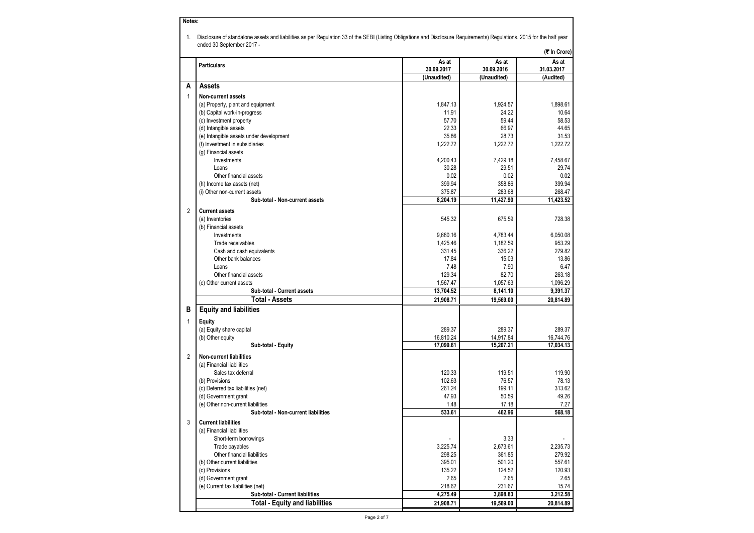**Notes:**

1. Disclosure of standalone assets and liabilities as per Regulation 33 of the SEBI (Listing Obligations and Disclosure Requirements) Regulations, 2015 for the half year ended 30 September 2017 -

(₹ In Crore)

| | Particulars | As at 30.09.2017 (Unaudited) | As at 30.09.2016 (Unaudited) | As at 31.03.2017 (Audited) |
|---|---|---|---|---|
| **A** | **Assets** | | | |
| 1 | **Non-current assets** | | | |
| | (a) Property, plant and equipment | 1,847.13 | 1,924.57 | 1,898.61 |
| | (b) Capital work-in-progress | 11.91 | 24.22 | 10.64 |
| | (c) Investment property | 57.70 | 59.44 | 58.53 |
| | (d) Intangible assets | 22.33 | 66.97 | 44.65 |
| | (e) Intangible assets under development | 35.86 | 28.73 | 31.53 |
| | (f) Investment in subsidiaries | 1,222.72 | 1,222.72 | 1,222.72 |
| | (g) Financial assets | | | |
| | Investments | 4,200.43 | 7,429.18 | 7,458.67 |
| | Loans | 30.28 | 29.51 | 29.74 |
| | Other financial assets | 0.02 | 0.02 | 0.02 |
| | (h) Income tax assets (net) | 399.94 | 358.86 | 399.94 |
| | (i) Other non-current assets | 375.87 | 283.68 | 268.47 |
| | **Sub-total - Non-current assets** | **8,204.19** | **11,427.90** | **11,423.52** |
| 2 | **Current assets** | | | |
| | (a) Inventories | 545.32 | 675.59 | 728.38 |
| | (b) Financial assets | | | |
| | Investments | 9,680.16 | 4,783.44 | 6,050.08 |
| | Trade receivables | 1,425.46 | 1,182.59 | 953.29 |
| | Cash and cash equivalents | 331.45 | 336.22 | 279.82 |
| | Other bank balances | 17.84 | 15.03 | 13.86 |
| | Loans | 7.48 | 7.90 | 6.47 |
| | Other financial assets | 129.34 | 82.70 | 263.18 |
| | (c) Other current assets | 1,567.47 | 1,057.63 | 1,096.29 |
| | **Sub-total - Current assets** | **13,704.52** | **8,141.10** | **9,391.37** |
| | **Total - Assets** | **21,908.71** | **19,569.00** | **20,814.89** |
| **B** | **Equity and liabilities** | | | |
| 1 | **Equity** | | | |
| | (a) Equity share capital | 289.37 | 289.37 | 289.37 |
| | (b) Other equity | 16,810.24 | 14,917.84 | 16,744.76 |
| | **Sub-total - Equity** | **17,099.61** | **15,207.21** | **17,034.13** |
| 2 | **Non-current liabilities** | | | |
| | (a) Financial liabilities | | | |
| | Sales tax deferral | 120.33 | 119.51 | 119.90 |
| | (b) Provisions | 102.63 | 76.57 | 78.13 |
| | (c) Deferred tax liabilities (net) | 261.24 | 199.11 | 313.62 |
| | (d) Government grant | 47.93 | 50.59 | 49.26 |
| | (e) Other non-current liabilities | 1.48 | 17.18 | 7.27 |
| | **Sub-total - Non-current liabilities** | **533.61** | **462.96** | **568.18** |
| 3 | **Current liabilities** | | | |
| | (a) Financial liabilities | | | |
| | Short-term borrowings | - | 3.33 | - |
| | Trade payables | 3,225.74 | 2,673.61 | 2,235.73 |
| | Other financial liabilities | 298.25 | 361.85 | 279.92 |
| | (b) Other current liabilities | 395.01 | 501.20 | 557.61 |
| | (c) Provisions | 135.22 | 124.52 | 120.93 |
| | (d) Government grant | 2.65 | 2.65 | 2.65 |
| | (e) Current tax liabilities (net) | 218.62 | 231.67 | 15.74 |
| | **Sub-total - Current liabilities** | **4,275.49** | **3,898.83** | **3,212.58** |
| | **Total - Equity and liabilities** | **21,908.71** | **19,569.00** | **20,814.89** |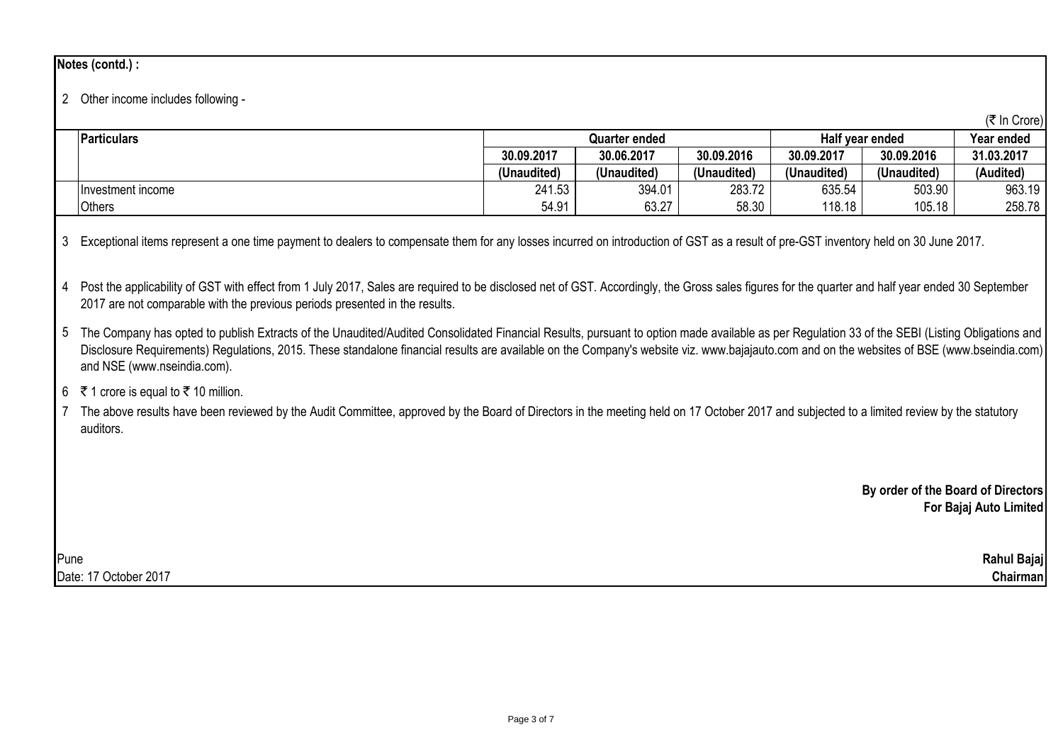**Notes (contd.) :**

2 Other income includes following -

(₹ In Crore)

| Particulars | Quarter ended | | | Half year ended | | Year ended |
|---|---|---|---|---|---|---|
| | 30.09.2017 | 30.06.2017 | 30.09.2016 | 30.09.2017 | 30.09.2016 | 31.03.2017 |
| | (Unaudited) | (Unaudited) | (Unaudited) | (Unaudited) | (Unaudited) | (Audited) |
| Investment income | 241.53 | 394.01 | 283.72 | 635.54 | 503.90 | 963.19 |
| Others | 54.91 | 63.27 | 58.30 | 118.18 | 105.18 | 258.78 |

3 Exceptional items represent a one time payment to dealers to compensate them for any losses incurred on introduction of GST as a result of pre-GST inventory held on 30 June 2017.

4 Post the applicability of GST with effect from 1 July 2017, Sales are required to be disclosed net of GST. Accordingly, the Gross sales figures for the quarter and half year ended 30 September 2017 are not comparable with the previous periods presented in the results.

5 The Company has opted to publish Extracts of the Unaudited/Audited Consolidated Financial Results, pursuant to option made available as per Regulation 33 of the SEBI (Listing Obligations and Disclosure Requirements) Regulations, 2015. These standalone financial results are available on the Company's website viz. www.bajajauto.com and on the websites of BSE (www.bseindia.com) and NSE (www.nseindia.com).

6 ₹ 1 crore is equal to ₹ 10 million.

7 The above results have been reviewed by the Audit Committee, approved by the Board of Directors in the meeting held on 17 October 2017 and subjected to a limited review by the statutory auditors.

**By order of the Board of Directors**
**For Bajaj Auto Limited**

Pune
Date: 17 October 2017

**Rahul Bajaj**
**Chairman**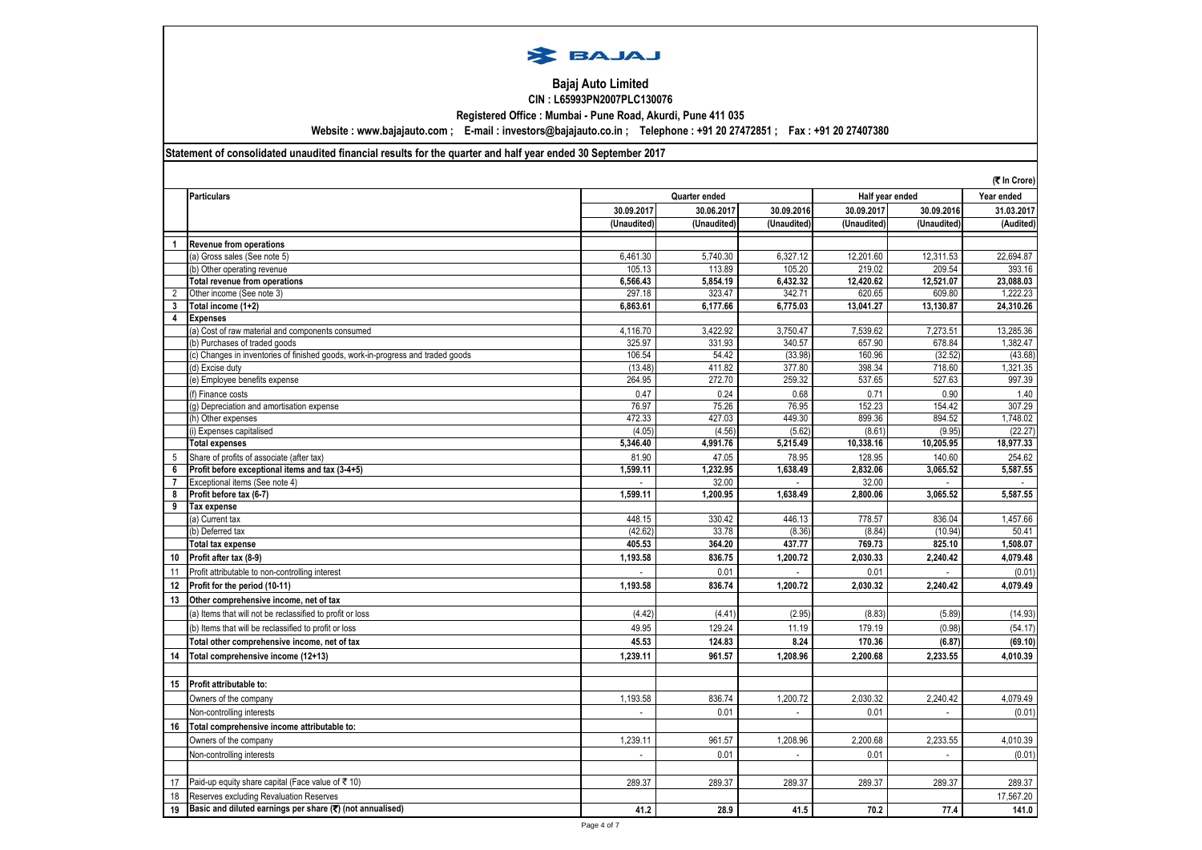BAJAJ

# Bajaj Auto Limited

**CIN : L65993PN2007PLC130076**

**Registered Office : Mumbai - Pune Road, Akurdi, Pune 411 035**

**Website : www.bajajauto.com ; E-mail : investors@bajajauto.co.in ; Telephone : +91 20 27472851 ; Fax : +91 20 27407380**

**Statement of consolidated unaudited financial results for the quarter and half year ended 30 September 2017**

(₹ In Crore)

| | Particulars | Quarter ended | | | Half year ended | | Year ended |
|---|---|---|---|---|---|---|---|
| | | 30.09.2017 | 30.06.2017 | 30.09.2016 | 30.09.2017 | 30.09.2016 | 31.03.2017 |
| | | (Unaudited) | (Unaudited) | (Unaudited) | (Unaudited) | (Unaudited) | (Audited) |
| 1 | **Revenue from operations** | | | | | | |
| | (a) Gross sales (See note 5) | 6,461.30 | 5,740.30 | 6,327.12 | 12,201.60 | 12,311.53 | 22,694.87 |
| | (b) Other operating revenue | 105.13 | 113.89 | 105.20 | 219.02 | 209.54 | 393.16 |
| | **Total revenue from operations** | **6,566.43** | **5,854.19** | **6,432.32** | **12,420.62** | **12,521.07** | **23,088.03** |
| 2 | Other income (See note 3) | 297.18 | 323.47 | 342.71 | 620.65 | 609.80 | 1,222.23 |
| 3 | **Total income (1+2)** | **6,863.61** | **6,177.66** | **6,775.03** | **13,041.27** | **13,130.87** | **24,310.26** |
| 4 | **Expenses** | | | | | | |
| | (a) Cost of raw material and components consumed | 4,116.70 | 3,422.92 | 3,750.47 | 7,539.62 | 7,273.51 | 13,285.36 |
| | (b) Purchases of traded goods | 325.97 | 331.93 | 340.57 | 657.90 | 678.84 | 1,382.47 |
| | (c) Changes in inventories of finished goods, work-in-progress and traded goods | 106.54 | 54.42 | (33.98) | 160.96 | (32.52) | (43.68) |
| | (d) Excise duty | (13.48) | 411.82 | 377.80 | 398.34 | 718.60 | 1,321.35 |
| | (e) Employee benefits expense | 264.95 | 272.70 | 259.32 | 537.65 | 527.63 | 997.39 |
| | (f) Finance costs | 0.47 | 0.24 | 0.68 | 0.71 | 0.90 | 1.40 |
| | (g) Depreciation and amortisation expense | 76.97 | 75.26 | 76.95 | 152.23 | 154.42 | 307.29 |
| | (h) Other expenses | 472.33 | 427.03 | 449.30 | 899.36 | 894.52 | 1,748.02 |
| | (i) Expenses capitalised | (4.05) | (4.56) | (5.62) | (8.61) | (9.95) | (22.27) |
| | **Total expenses** | **5,346.40** | **4,991.76** | **5,215.49** | **10,338.16** | **10,205.95** | **18,977.33** |
| 5 | Share of profits of associate (after tax) | 81.90 | 47.05 | 78.95 | 128.95 | 140.60 | 254.62 |
| 6 | **Profit before exceptional items and tax (3-4+5)** | **1,599.11** | **1,232.95** | **1,638.49** | **2,832.06** | **3,065.52** | **5,587.55** |
| 7 | Exceptional items (See note 4) | - | 32.00 | - | 32.00 | - | - |
| 8 | **Profit before tax (6-7)** | **1,599.11** | **1,200.95** | **1,638.49** | **2,800.06** | **3,065.52** | **5,587.55** |
| 9 | **Tax expense** | | | | | | |
| | (a) Current tax | 448.15 | 330.42 | 446.13 | 778.57 | 836.04 | 1,457.66 |
| | (b) Deferred tax | (42.62) | 33.78 | (8.36) | (8.84) | (10.94) | 50.41 |
| | **Total tax expense** | **405.53** | **364.20** | **437.77** | **769.73** | **825.10** | **1,508.07** |
| 10 | **Profit after tax (8-9)** | **1,193.58** | **836.75** | **1,200.72** | **2,030.33** | **2,240.42** | **4,079.48** |
| 11 | Profit attributable to non-controlling interest | - | 0.01 | - | 0.01 | - | (0.01) |
| 12 | **Profit for the period (10-11)** | **1,193.58** | **836.74** | **1,200.72** | **2,030.32** | **2,240.42** | **4,079.49** |
| 13 | **Other comprehensive income, net of tax** | | | | | | |
| | (a) Items that will not be reclassified to profit or loss | (4.42) | (4.41) | (2.95) | (8.83) | (5.89) | (14.93) |
| | (b) Items that will be reclassified to profit or loss | 49.95 | 129.24 | 11.19 | 179.19 | (0.98) | (54.17) |
| | **Total other comprehensive income, net of tax** | **45.53** | **124.83** | **8.24** | **170.36** | **(6.87)** | **(69.10)** |
| 14 | **Total comprehensive income (12+13)** | **1,239.11** | **961.57** | **1,208.96** | **2,200.68** | **2,233.55** | **4,010.39** |
| 15 | **Profit attributable to:** | | | | | | |
| | Owners of the company | 1,193.58 | 836.74 | 1,200.72 | 2,030.32 | 2,240.42 | 4,079.49 |
| | Non-controlling interests | - | 0.01 | - | 0.01 | - | (0.01) |
| 16 | **Total comprehensive income attributable to:** | | | | | | |
| | Owners of the company | 1,239.11 | 961.57 | 1,208.96 | 2,200.68 | 2,233.55 | 4,010.39 |
| | Non-controlling interests | - | 0.01 | - | 0.01 | - | (0.01) |
| 17 | Paid-up equity share capital (Face value of ₹ 10) | 289.37 | 289.37 | 289.37 | 289.37 | 289.37 | 289.37 |
| 18 | Reserves excluding Revaluation Reserves | | | | | | 17,567.20 |
| 19 | **Basic and diluted earnings per share (₹) (not annualised)** | **41.2** | **28.9** | **41.5** | **70.2** | **77.4** | **141.0** |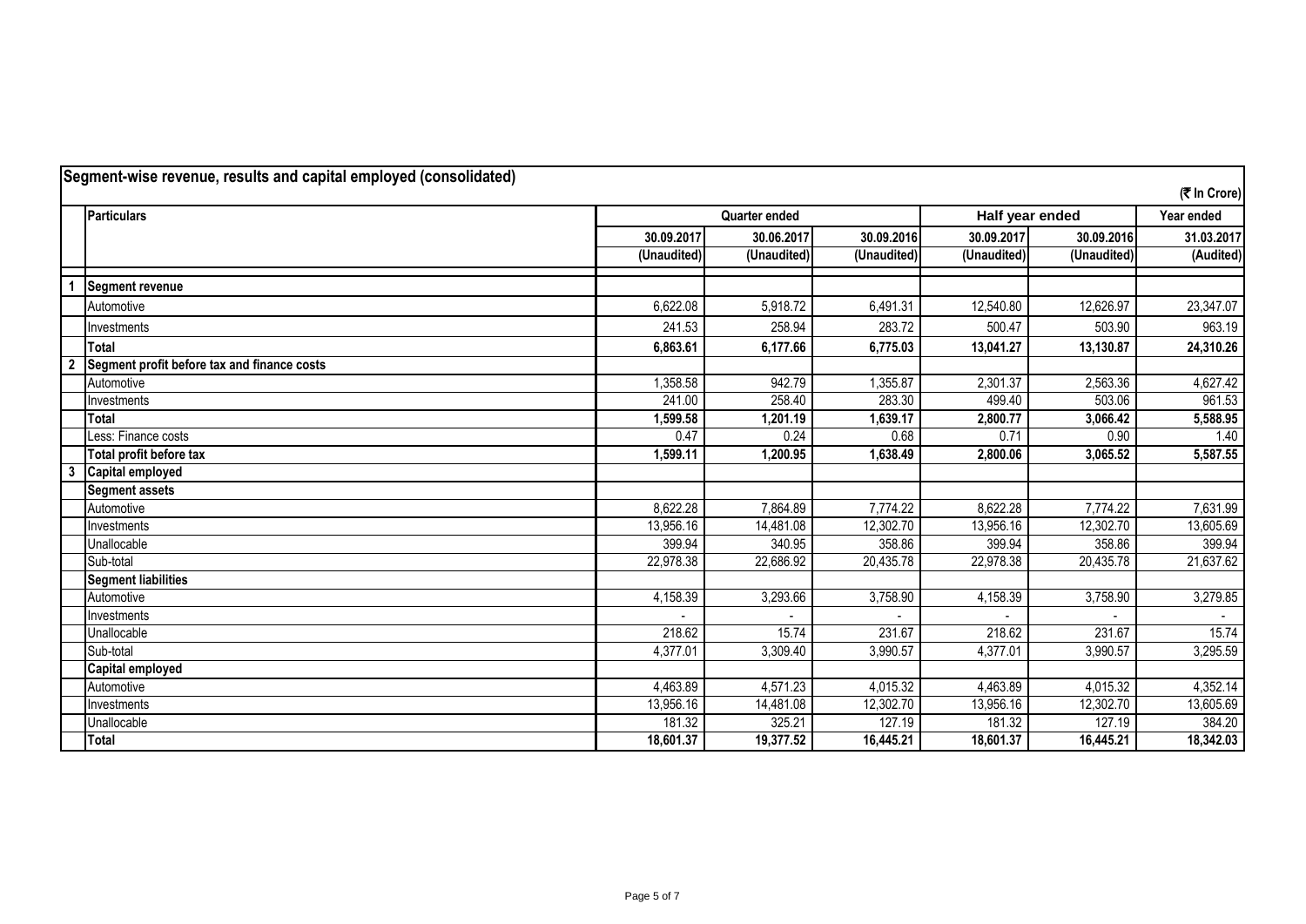## Segment-wise revenue, results and capital employed (consolidated)

(₹ In Crore)

| | Particulars | Quarter ended | | | Half year ended | | Year ended |
|---|---|---|---|---|---|---|---|
| | | 30.09.2017 | 30.06.2017 | 30.09.2016 | 30.09.2017 | 30.09.2016 | 31.03.2017 |
| | | (Unaudited) | (Unaudited) | (Unaudited) | (Unaudited) | (Unaudited) | (Audited) |
| 1 | **Segment revenue** | | | | | | |
| | Automotive | 6,622.08 | 5,918.72 | 6,491.31 | 12,540.80 | 12,626.97 | 23,347.07 |
| | Investments | 241.53 | 258.94 | 283.72 | 500.47 | 503.90 | 963.19 |
| | **Total** | **6,863.61** | **6,177.66** | **6,775.03** | **13,041.27** | **13,130.87** | **24,310.26** |
| 2 | **Segment profit before tax and finance costs** | | | | | | |
| | Automotive | 1,358.58 | 942.79 | 1,355.87 | 2,301.37 | 2,563.36 | 4,627.42 |
| | Investments | 241.00 | 258.40 | 283.30 | 499.40 | 503.06 | 961.53 |
| | **Total** | **1,599.58** | **1,201.19** | **1,639.17** | **2,800.77** | **3,066.42** | **5,588.95** |
| | Less: Finance costs | 0.47 | 0.24 | 0.68 | 0.71 | 0.90 | 1.40 |
| | **Total profit before tax** | **1,599.11** | **1,200.95** | **1,638.49** | **2,800.06** | **3,065.52** | **5,587.55** |
| 3 | **Capital employed** | | | | | | |
| | **Segment assets** | | | | | | |
| | Automotive | 8,622.28 | 7,864.89 | 7,774.22 | 8,622.28 | 7,774.22 | 7,631.99 |
| | Investments | 13,956.16 | 14,481.08 | 12,302.70 | 13,956.16 | 12,302.70 | 13,605.69 |
| | Unallocable | 399.94 | 340.95 | 358.86 | 399.94 | 358.86 | 399.94 |
| | Sub-total | 22,978.38 | 22,686.92 | 20,435.78 | 22,978.38 | 20,435.78 | 21,637.62 |
| | **Segment liabilities** | | | | | | |
| | Automotive | 4,158.39 | 3,293.66 | 3,758.90 | 4,158.39 | 3,758.90 | 3,279.85 |
| | Investments | - | - | - | - | - | - |
| | Unallocable | 218.62 | 15.74 | 231.67 | 218.62 | 231.67 | 15.74 |
| | Sub-total | 4,377.01 | 3,309.40 | 3,990.57 | 4,377.01 | 3,990.57 | 3,295.59 |
| | **Capital employed** | | | | | | |
| | Automotive | 4,463.89 | 4,571.23 | 4,015.32 | 4,463.89 | 4,015.32 | 4,352.14 |
| | Investments | 13,956.16 | 14,481.08 | 12,302.70 | 13,956.16 | 12,302.70 | 13,605.69 |
| | Unallocable | 181.32 | 325.21 | 127.19 | 181.32 | 127.19 | 384.20 |
| | **Total** | **18,601.37** | **19,377.52** | **16,445.21** | **18,601.37** | **16,445.21** | **18,342.03** |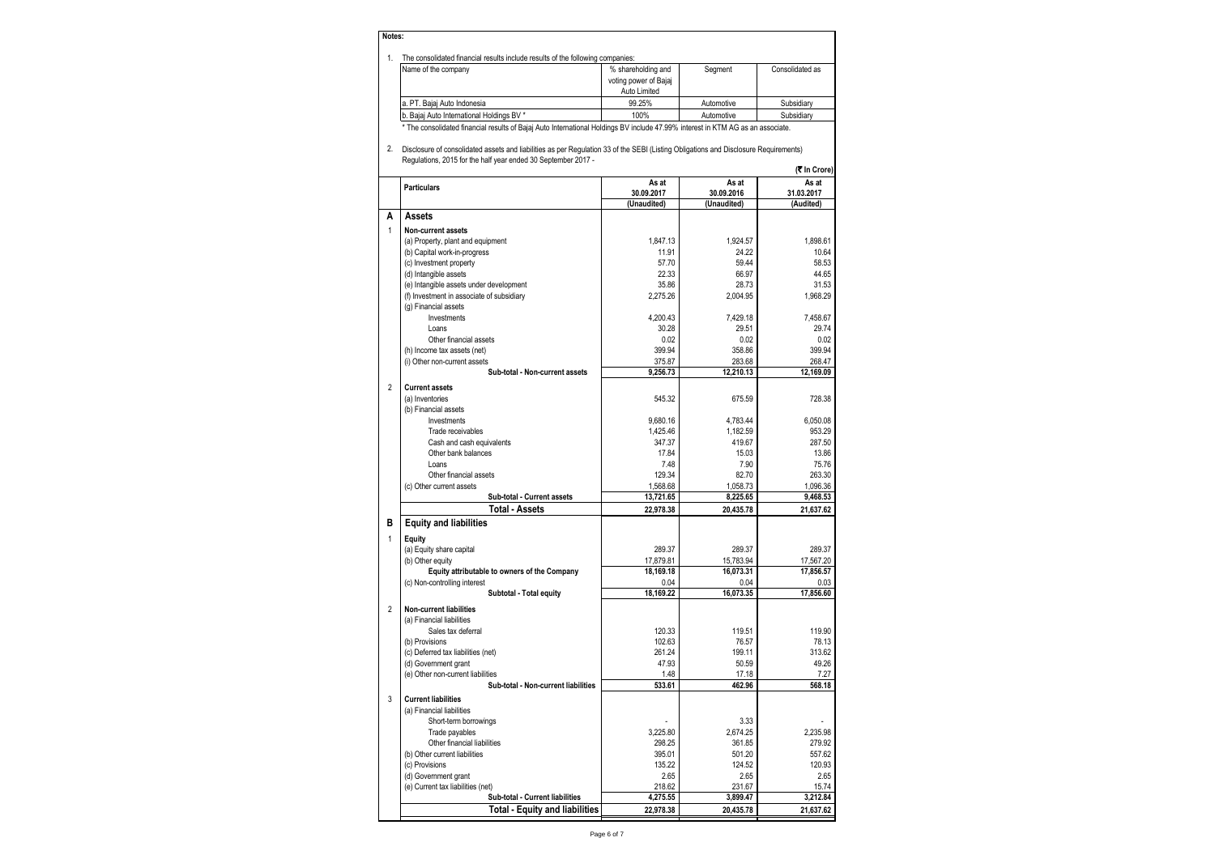**Notes:**

1. The consolidated financial results include results of the following companies:

| Name of the company | % shareholding and voting power of Bajaj Auto Limited | Segment | Consolidated as |
|---|---|---|---|
| a. PT. Bajaj Auto Indonesia | 99.25% | Automotive | Subsidiary |
| b. Bajaj Auto International Holdings BV * | 100% | Automotive | Subsidiary |

\* The consolidated financial results of Bajaj Auto International Holdings BV include 47.99% interest in KTM AG as an associate.

2. Disclosure of consolidated assets and liabilities as per Regulation 33 of the SEBI (Listing Obligations and Disclosure Requirements) Regulations, 2015 for the half year ended 30 September 2017 -

(₹ In Crore)

| | Particulars | As at 30.09.2017 (Unaudited) | As at 30.09.2016 (Unaudited) | As at 31.03.2017 (Audited) |
|---|---|---|---|---|
| **A** | **Assets** | | | |
| 1 | **Non-current assets** | | | |
| | (a) Property, plant and equipment | 1,847.13 | 1,924.57 | 1,898.61 |
| | (b) Capital work-in-progress | 11.91 | 24.22 | 10.64 |
| | (c) Investment property | 57.70 | 59.44 | 58.53 |
| | (d) Intangible assets | 22.33 | 66.97 | 44.65 |
| | (e) Intangible assets under development | 35.86 | 28.73 | 31.53 |
| | (f) Investment in associate of subsidiary | 2,275.26 | 2,004.95 | 1,968.29 |
| | (g) Financial assets | | | |
| | Investments | 4,200.43 | 7,429.18 | 7,458.67 |
| | Loans | 30.28 | 29.51 | 29.74 |
| | Other financial assets | 0.02 | 0.02 | 0.02 |
| | (h) Income tax assets (net) | 399.94 | 358.86 | 399.94 |
| | (i) Other non-current assets | 375.87 | 283.68 | 268.47 |
| | **Sub-total - Non-current assets** | **9,256.73** | **12,210.13** | **12,169.09** |
| 2 | **Current assets** | | | |
| | (a) Inventories | 545.32 | 675.59 | 728.38 |
| | (b) Financial assets | | | |
| | Investments | 9,680.16 | 4,783.44 | 6,050.08 |
| | Trade receivables | 1,425.46 | 1,182.59 | 953.29 |
| | Cash and cash equivalents | 347.37 | 419.67 | 287.50 |
| | Other bank balances | 17.84 | 15.03 | 13.86 |
| | Loans | 7.48 | 7.90 | 75.76 |
| | Other financial assets | 129.34 | 82.70 | 263.30 |
| | (c) Other current assets | 1,568.68 | 1,058.73 | 1,096.36 |
| | **Sub-total - Current assets** | **13,721.65** | **8,225.65** | **9,468.53** |
| | **Total - Assets** | **22,978.38** | **20,435.78** | **21,637.62** |
| **B** | **Equity and liabilities** | | | |
| 1 | **Equity** | | | |
| | (a) Equity share capital | 289.37 | 289.37 | 289.37 |
| | (b) Other equity | 17,879.81 | 15,783.94 | 17,567.20 |
| | **Equity attributable to owners of the Company** | **18,169.18** | **16,073.31** | **17,856.57** |
| | (c) Non-controlling interest | 0.04 | 0.04 | 0.03 |
| | **Subtotal - Total equity** | **18,169.22** | **16,073.35** | **17,856.60** |
| 2 | **Non-current liabilities** | | | |
| | (a) Financial liabilities | | | |
| | Sales tax deferral | 120.33 | 119.51 | 119.90 |
| | (b) Provisions | 102.63 | 76.57 | 78.13 |
| | (c) Deferred tax liabilities (net) | 261.24 | 199.11 | 313.62 |
| | (d) Government grant | 47.93 | 50.59 | 49.26 |
| | (e) Other non-current liabilities | 1.48 | 17.18 | 7.27 |
| | **Sub-total - Non-current liabilities** | **533.61** | **462.96** | **568.18** |
| 3 | **Current liabilities** | | | |
| | (a) Financial liabilities | | | |
| | Short-term borrowings | - | 3.33 | - |
| | Trade payables | 3,225.80 | 2,674.25 | 2,235.98 |
| | Other financial liabilities | 298.25 | 361.85 | 279.92 |
| | (b) Other current liabilities | 395.01 | 501.20 | 557.62 |
| | (c) Provisions | 135.22 | 124.52 | 120.93 |
| | (d) Government grant | 2.65 | 2.65 | 2.65 |
| | (e) Current tax liabilities (net) | 218.62 | 231.67 | 15.74 |
| | **Sub-total - Current liabilities** | **4,275.55** | **3,899.47** | **3,212.84** |
| | **Total - Equity and liabilities** | **22,978.38** | **20,435.78** | **21,637.62** |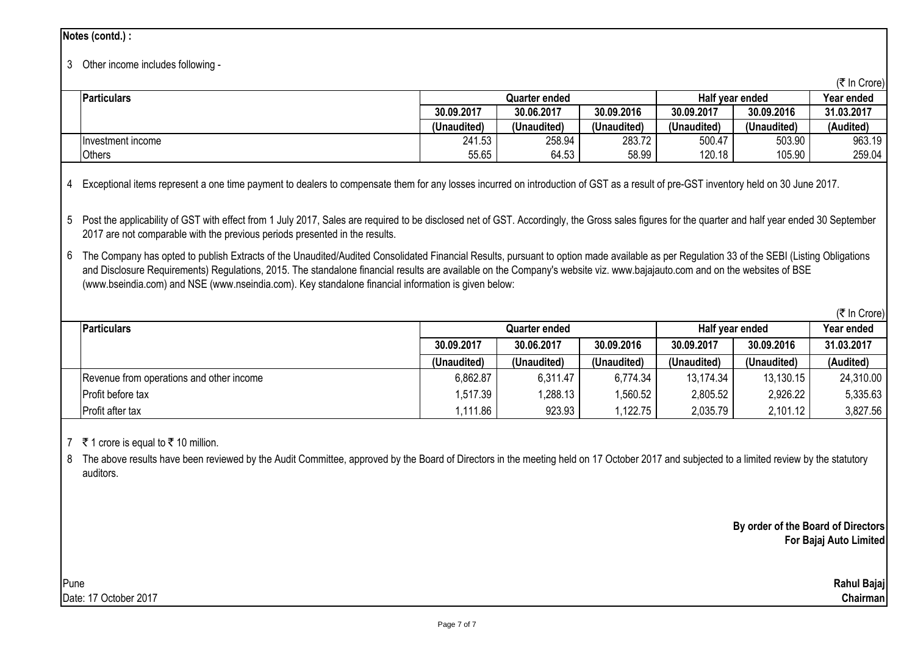**Notes (contd.) :**

3 Other income includes following -

(₹ In Crore)

| Particulars | Quarter ended | | | Half year ended | | Year ended |
|---|---|---|---|---|---|---|
| | 30.09.2017 | 30.06.2017 | 30.09.2016 | 30.09.2017 | 30.09.2016 | 31.03.2017 |
| | (Unaudited) | (Unaudited) | (Unaudited) | (Unaudited) | (Unaudited) | (Audited) |
| Investment income | 241.53 | 258.94 | 283.72 | 500.47 | 503.90 | 963.19 |
| Others | 55.65 | 64.53 | 58.99 | 120.18 | 105.90 | 259.04 |

4 Exceptional items represent a one time payment to dealers to compensate them for any losses incurred on introduction of GST as a result of pre-GST inventory held on 30 June 2017.

5 Post the applicability of GST with effect from 1 July 2017, Sales are required to be disclosed net of GST. Accordingly, the Gross sales figures for the quarter and half year ended 30 September 2017 are not comparable with the previous periods presented in the results.

6 The Company has opted to publish Extracts of the Unaudited/Audited Consolidated Financial Results, pursuant to option made available as per Regulation 33 of the SEBI (Listing Obligations and Disclosure Requirements) Regulations, 2015. The standalone financial results are available on the Company's website viz. www.bajajauto.com and on the websites of BSE (www.bseindia.com) and NSE (www.nseindia.com). Key standalone financial information is given below:

(₹ In Crore)

| Particulars | Quarter ended | | | Half year ended | | Year ended |
|---|---|---|---|---|---|---|
| | 30.09.2017 | 30.06.2017 | 30.09.2016 | 30.09.2017 | 30.09.2016 | 31.03.2017 |
| | (Unaudited) | (Unaudited) | (Unaudited) | (Unaudited) | (Unaudited) | (Audited) |
| Revenue from operations and other income | 6,862.87 | 6,311.47 | 6,774.34 | 13,174.34 | 13,130.15 | 24,310.00 |
| Profit before tax | 1,517.39 | 1,288.13 | 1,560.52 | 2,805.52 | 2,926.22 | 5,335.63 |
| Profit after tax | 1,111.86 | 923.93 | 1,122.75 | 2,035.79 | 2,101.12 | 3,827.56 |

7 ₹ 1 crore is equal to ₹ 10 million.

8 The above results have been reviewed by the Audit Committee, approved by the Board of Directors in the meeting held on 17 October 2017 and subjected to a limited review by the statutory auditors.

**By order of the Board of Directors**
**For Bajaj Auto Limited**

Pune
Date: 17 October 2017

**Rahul Bajaj**
**Chairman**